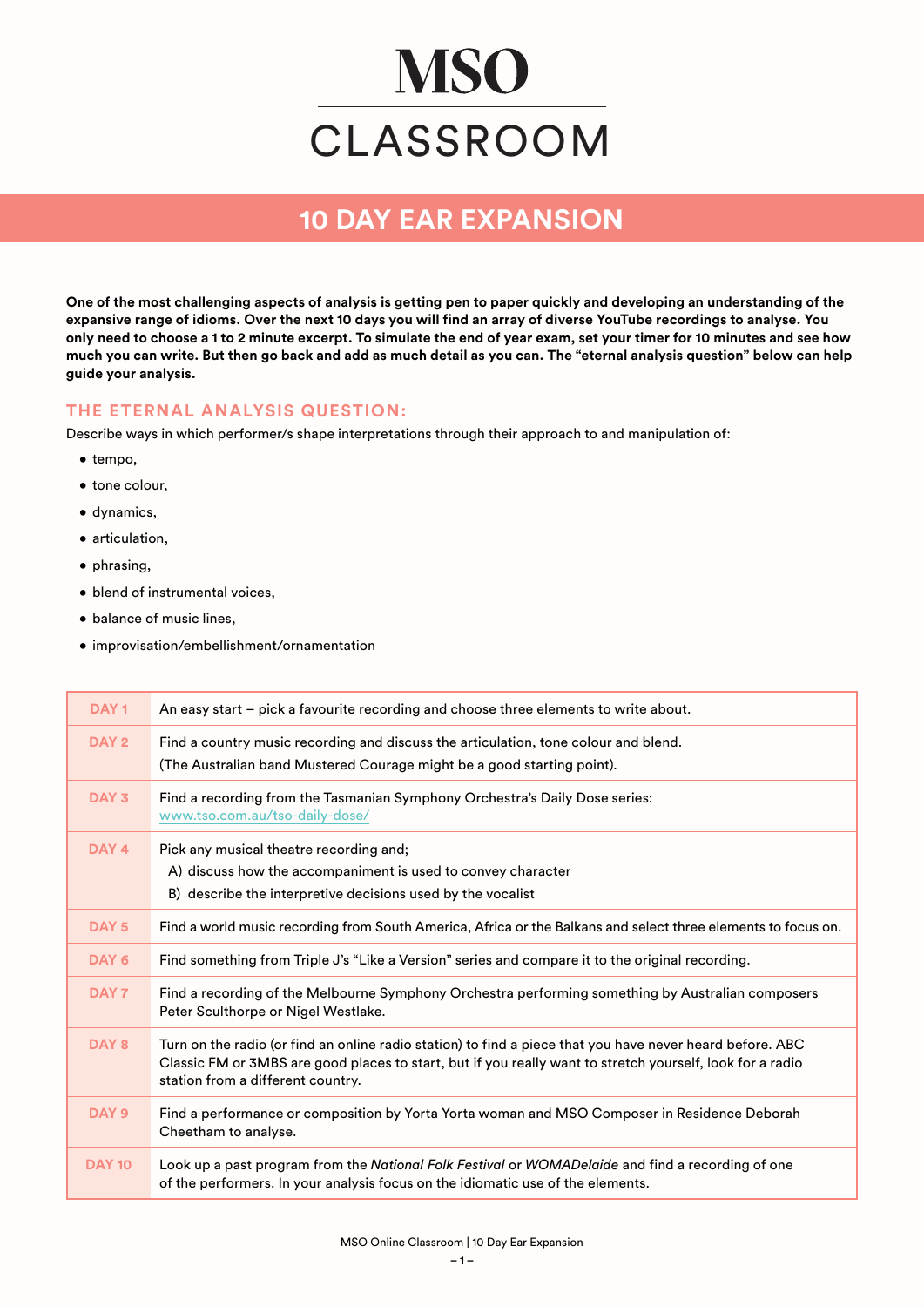# MSO CLASSROOM

## 10 DAY EAR EXPANSION

**One of the most challenging aspects of analysis is getting pen to paper quickly and developing an understanding of the expansive range of idioms. Over the next 10 days you will find an array of diverse YouTube recordings to analyse. You only need to choose a 1 to 2 minute excerpt. To simulate the end of year exam, set your timer for 10 minutes and see how much you can write. But then go back and add as much detail as you can. The "eternal analysis question" below can help guide your analysis.**

### THE ETERNAL ANALYSIS QUESTION:

Describe ways in which performer/s shape interpretations through their approach to and manipulation of:

- tempo,
- tone colour,
- dynamics,
- articulation,
- phrasing,
- blend of instrumental voices,
- balance of music lines,
- improvisation/embellishment/ornamentation

| | |
|---|---|
| **DAY 1** | An easy start – pick a favourite recording and choose three elements to write about. |
| **DAY 2** | Find a country music recording and discuss the articulation, tone colour and blend. (The Australian band Mustered Courage might be a good starting point). |
| **DAY 3** | Find a recording from the Tasmanian Symphony Orchestra's Daily Dose series: www.tso.com.au/tso-daily-dose/ |
| **DAY 4** | Pick any musical theatre recording and; A) discuss how the accompaniment is used to convey character B) describe the interpretive decisions used by the vocalist |
| **DAY 5** | Find a world music recording from South America, Africa or the Balkans and select three elements to focus on. |
| **DAY 6** | Find something from Triple J's "Like a Version" series and compare it to the original recording. |
| **DAY 7** | Find a recording of the Melbourne Symphony Orchestra performing something by Australian composers Peter Sculthorpe or Nigel Westlake. |
| **DAY 8** | Turn on the radio (or find an online radio station) to find a piece that you have never heard before. ABC Classic FM or 3MBS are good places to start, but if you really want to stretch yourself, look for a radio station from a different country. |
| **DAY 9** | Find a performance or composition by Yorta Yorta woman and MSO Composer in Residence Deborah Cheetham to analyse. |
| **DAY 10** | Look up a past program from the *National Folk Festival* or *WOMADelaide* and find a recording of one of the performers. In your analysis focus on the idiomatic use of the elements. |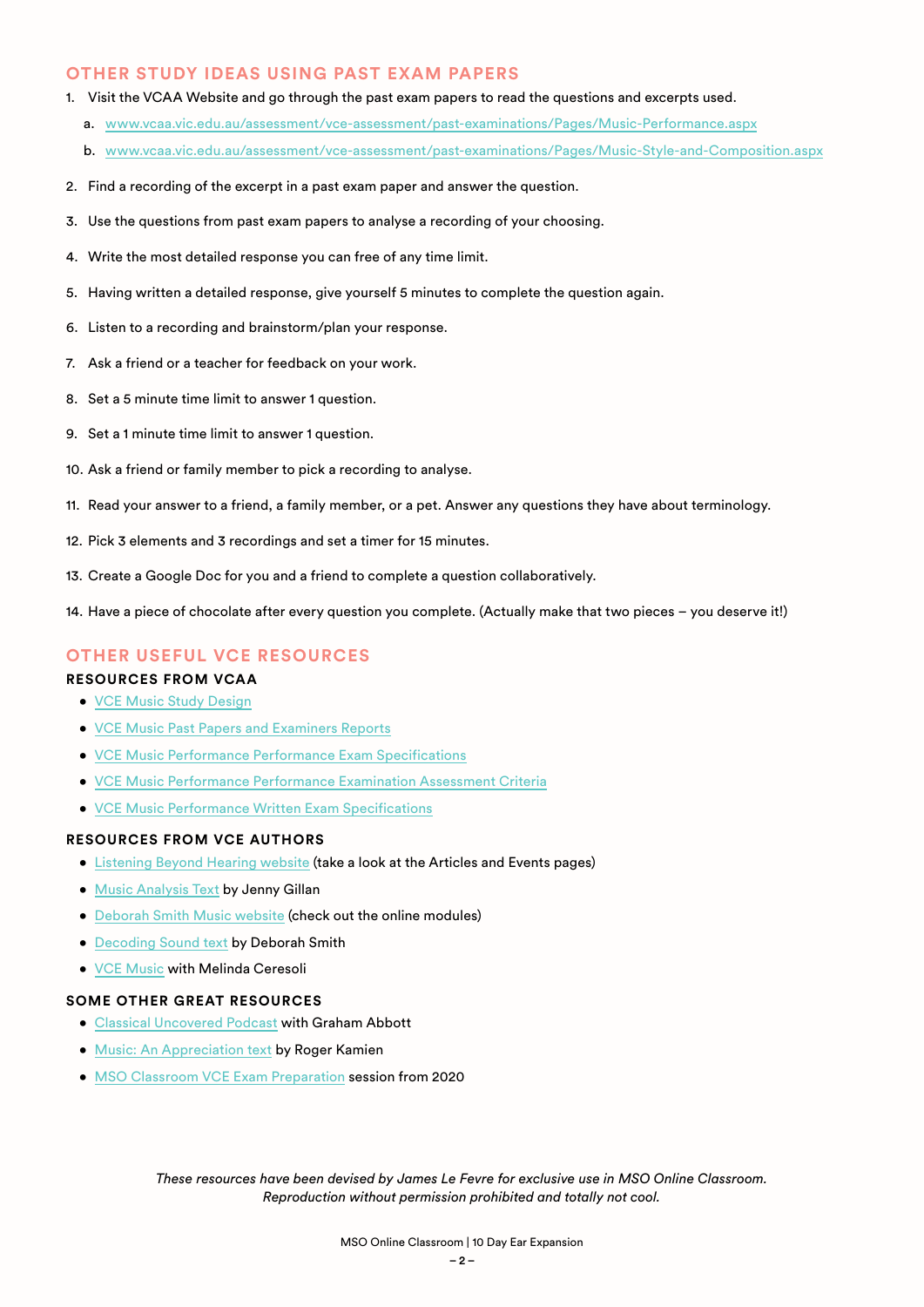## OTHER STUDY IDEAS USING PAST EXAM PAPERS

1. Visit the VCAA Website and go through the past exam papers to read the questions and excerpts used.
   a. www.vcaa.vic.edu.au/assessment/vce-assessment/past-examinations/Pages/Music-Performance.aspx
   b. www.vcaa.vic.edu.au/assessment/vce-assessment/past-examinations/Pages/Music-Style-and-Composition.aspx
2. Find a recording of the excerpt in a past exam paper and answer the question.
3. Use the questions from past exam papers to analyse a recording of your choosing.
4. Write the most detailed response you can free of any time limit.
5. Having written a detailed response, give yourself 5 minutes to complete the question again.
6. Listen to a recording and brainstorm/plan your response.
7. Ask a friend or a teacher for feedback on your work.
8. Set a 5 minute time limit to answer 1 question.
9. Set a 1 minute time limit to answer 1 question.
10. Ask a friend or family member to pick a recording to analyse.
11. Read your answer to a friend, a family member, or a pet. Answer any questions they have about terminology.
12. Pick 3 elements and 3 recordings and set a timer for 15 minutes.
13. Create a Google Doc for you and a friend to complete a question collaboratively.
14. Have a piece of chocolate after every question you complete. (Actually make that two pieces – you deserve it!)

## OTHER USEFUL VCE RESOURCES

### RESOURCES FROM VCAA

- VCE Music Study Design
- VCE Music Past Papers and Examiners Reports
- VCE Music Performance Performance Exam Specifications
- VCE Music Performance Performance Examination Assessment Criteria
- VCE Music Performance Written Exam Specifications

### RESOURCES FROM VCE AUTHORS

- Listening Beyond Hearing website (take a look at the Articles and Events pages)
- Music Analysis Text by Jenny Gillan
- Deborah Smith Music website (check out the online modules)
- Decoding Sound text by Deborah Smith
- VCE Music with Melinda Ceresoli

### SOME OTHER GREAT RESOURCES

- Classical Uncovered Podcast with Graham Abbott
- Music: An Appreciation text by Roger Kamien
- MSO Classroom VCE Exam Preparation session from 2020

*These resources have been devised by James Le Fevre for exclusive use in MSO Online Classroom. Reproduction without permission prohibited and totally not cool.*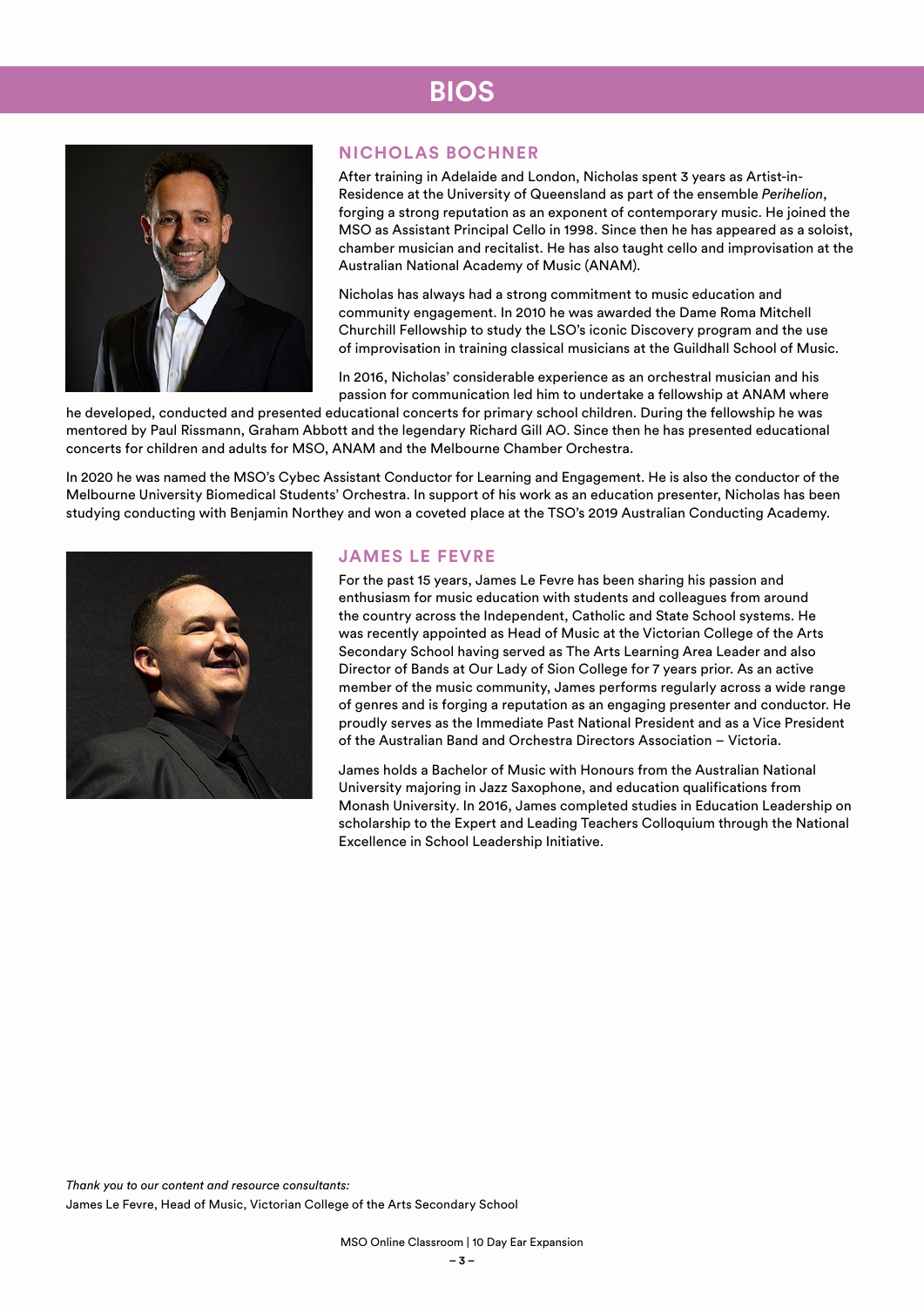# BIOS

## NICHOLAS BOCHNER

After training in Adelaide and London, Nicholas spent 3 years as Artist-in-Residence at the University of Queensland as part of the ensemble *Perihelion*, forging a strong reputation as an exponent of contemporary music. He joined the MSO as Assistant Principal Cello in 1998. Since then he has appeared as a soloist, chamber musician and recitalist. He has also taught cello and improvisation at the Australian National Academy of Music (ANAM).

Nicholas has always had a strong commitment to music education and community engagement. In 2010 he was awarded the Dame Roma Mitchell Churchill Fellowship to study the LSO's iconic Discovery program and the use of improvisation in training classical musicians at the Guildhall School of Music.

In 2016, Nicholas' considerable experience as an orchestral musician and his passion for communication led him to undertake a fellowship at ANAM where he developed, conducted and presented educational concerts for primary school children. During the fellowship he was mentored by Paul Rissmann, Graham Abbott and the legendary Richard Gill AO. Since then he has presented educational concerts for children and adults for MSO, ANAM and the Melbourne Chamber Orchestra.

In 2020 he was named the MSO's Cybec Assistant Conductor for Learning and Engagement. He is also the conductor of the Melbourne University Biomedical Students' Orchestra. In support of his work as an education presenter, Nicholas has been studying conducting with Benjamin Northey and won a coveted place at the TSO's 2019 Australian Conducting Academy.

## JAMES LE FEVRE

For the past 15 years, James Le Fevre has been sharing his passion and enthusiasm for music education with students and colleagues from around the country across the Independent, Catholic and State School systems. He was recently appointed as Head of Music at the Victorian College of the Arts Secondary School having served as The Arts Learning Area Leader and also Director of Bands at Our Lady of Sion College for 7 years prior. As an active member of the music community, James performs regularly across a wide range of genres and is forging a reputation as an engaging presenter and conductor. He proudly serves as the Immediate Past National President and as a Vice President of the Australian Band and Orchestra Directors Association – Victoria.

James holds a Bachelor of Music with Honours from the Australian National University majoring in Jazz Saxophone, and education qualifications from Monash University. In 2016, James completed studies in Education Leadership on scholarship to the Expert and Leading Teachers Colloquium through the National Excellence in School Leadership Initiative.

*Thank you to our content and resource consultants:*
James Le Fevre, Head of Music, Victorian College of the Arts Secondary School